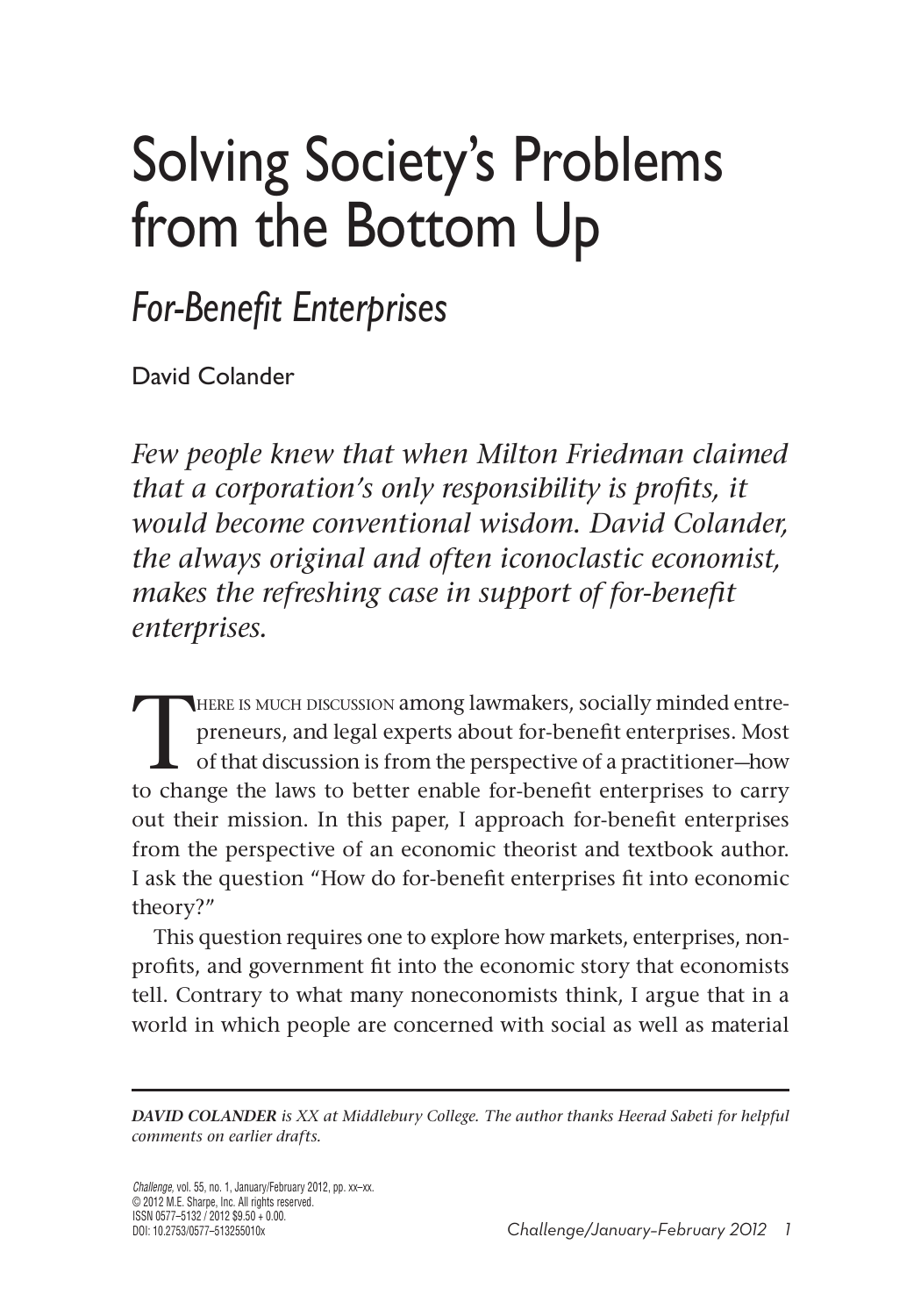# Solving Society's Problems from the Bottom Up

## *For-Benefit Enterprises*

David Colander

*Few people knew that when Milton Friedman claimed that a corporation's only responsibility is profits, it would become conventional wisdom. David Colander, the always original and often iconoclastic economist, makes the refreshing case in support of for-benefit enterprises.*

There is much discussion among lawmakers, socially minded entrepreneurs, and legal experts about for-benefit enterprises. Most of that discussion is from the perspective of a practitioner—how to change the laws to better enable for-benefit enterprises to carry out their mission. In this paper, I approach for-benefit enterprises from the perspective of an economic theorist and textbook author. I ask the question "How do for-benefit enterprises fit into economic theory?"

This question requires one to explore how markets, enterprises, nonprofits, and government fit into the economic story that economists tell. Contrary to what many noneconomists think, I argue that in a world in which people are concerned with social as well as material

---

***DAVID COLANDER** is XX at Middlebury College. The author thanks Heerad Sabeti for helpful comments on earlier drafts.*

*Challenge*, vol. 55, no. 1, January/February 2012, pp. xx–xx.
© 2012 M.E. Sharpe, Inc. All rights reserved.
ISSN 0577–5132 / 2012 $9.50 + 0.00.
DOI: 10.2753/0577–513255010x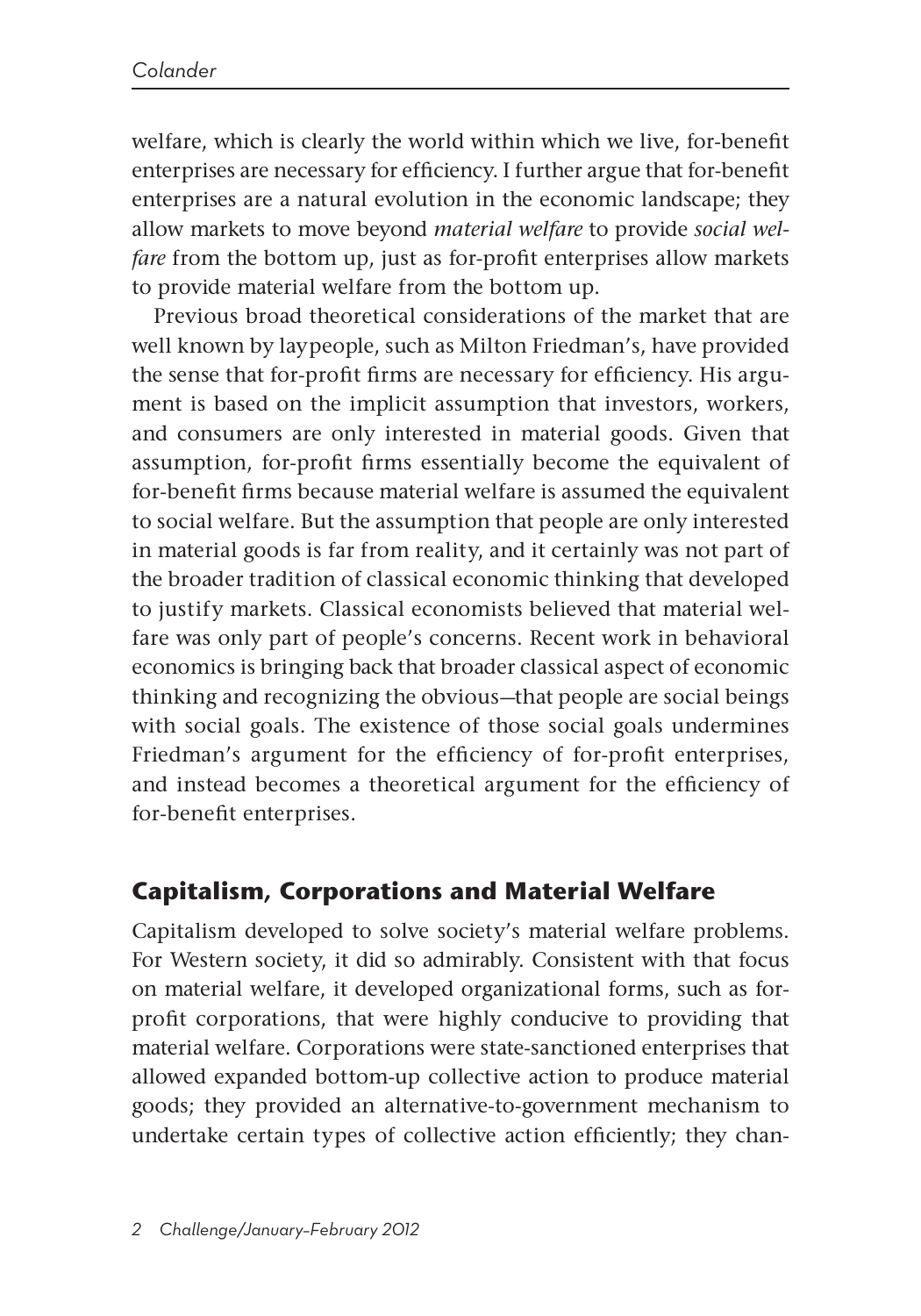welfare, which is clearly the world within which we live, for-benefit enterprises are necessary for efficiency. I further argue that for-benefit enterprises are a natural evolution in the economic landscape; they allow markets to move beyond *material welfare* to provide *social welfare* from the bottom up, just as for-profit enterprises allow markets to provide material welfare from the bottom up.

Previous broad theoretical considerations of the market that are well known by laypeople, such as Milton Friedman's, have provided the sense that for-profit firms are necessary for efficiency. His argument is based on the implicit assumption that investors, workers, and consumers are only interested in material goods. Given that assumption, for-profit firms essentially become the equivalent of for-benefit firms because material welfare is assumed the equivalent to social welfare. But the assumption that people are only interested in material goods is far from reality, and it certainly was not part of the broader tradition of classical economic thinking that developed to justify markets. Classical economists believed that material welfare was only part of people's concerns. Recent work in behavioral economics is bringing back that broader classical aspect of economic thinking and recognizing the obvious—that people are social beings with social goals. The existence of those social goals undermines Friedman's argument for the efficiency of for-profit enterprises, and instead becomes a theoretical argument for the efficiency of for-benefit enterprises.

## Capitalism, Corporations and Material Welfare

Capitalism developed to solve society's material welfare problems. For Western society, it did so admirably. Consistent with that focus on material welfare, it developed organizational forms, such as for-profit corporations, that were highly conducive to providing that material welfare. Corporations were state-sanctioned enterprises that allowed expanded bottom-up collective action to produce material goods; they provided an alternative-to-government mechanism to undertake certain types of collective action efficiently; they chan-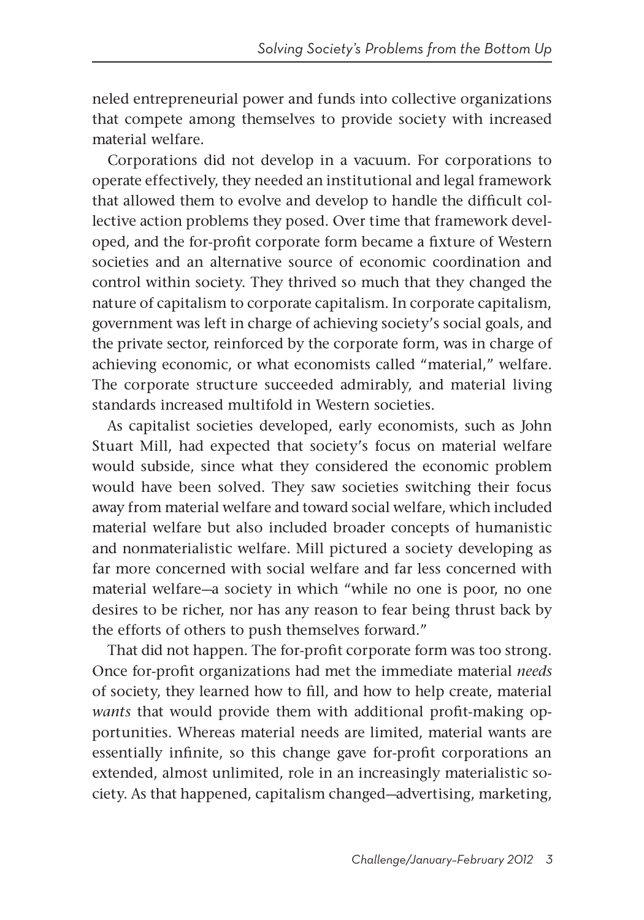neled entrepreneurial power and funds into collective organizations that compete among themselves to provide society with increased material welfare.

Corporations did not develop in a vacuum. For corporations to operate effectively, they needed an institutional and legal framework that allowed them to evolve and develop to handle the difficult collective action problems they posed. Over time that framework developed, and the for-profit corporate form became a fixture of Western societies and an alternative source of economic coordination and control within society. They thrived so much that they changed the nature of capitalism to corporate capitalism. In corporate capitalism, government was left in charge of achieving society's social goals, and the private sector, reinforced by the corporate form, was in charge of achieving economic, or what economists called "material," welfare. The corporate structure succeeded admirably, and material living standards increased multifold in Western societies.

As capitalist societies developed, early economists, such as John Stuart Mill, had expected that society's focus on material welfare would subside, since what they considered the economic problem would have been solved. They saw societies switching their focus away from material welfare and toward social welfare, which included material welfare but also included broader concepts of humanistic and nonmaterialistic welfare. Mill pictured a society developing as far more concerned with social welfare and far less concerned with material welfare—a society in which "while no one is poor, no one desires to be richer, nor has any reason to fear being thrust back by the efforts of others to push themselves forward."

That did not happen. The for-profit corporate form was too strong. Once for-profit organizations had met the immediate material *needs* of society, they learned how to fill, and how to help create, material *wants* that would provide them with additional profit-making opportunities. Whereas material needs are limited, material wants are essentially infinite, so this change gave for-profit corporations an extended, almost unlimited, role in an increasingly materialistic society. As that happened, capitalism changed—advertising, marketing,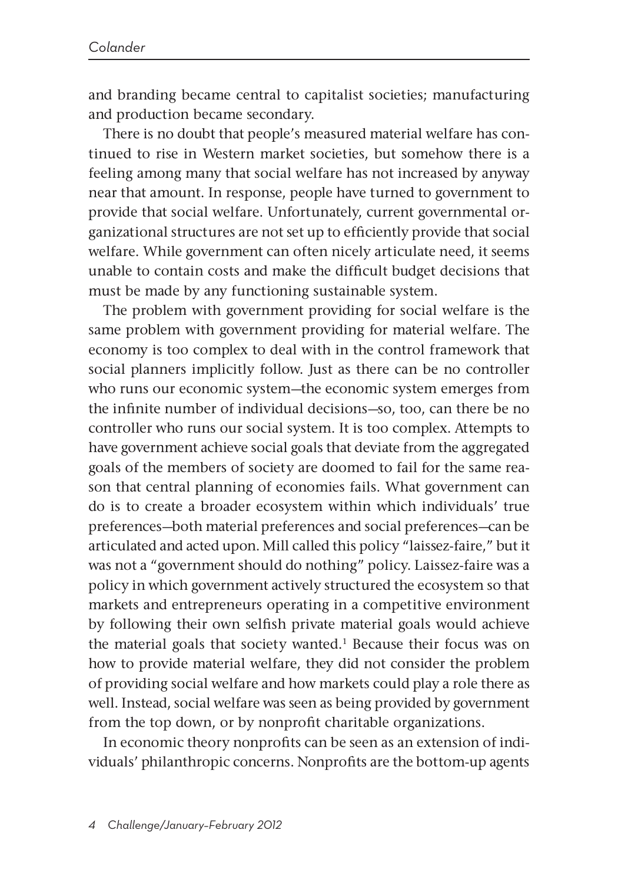and branding became central to capitalist societies; manufacturing and production became secondary.

There is no doubt that people's measured material welfare has continued to rise in Western market societies, but somehow there is a feeling among many that social welfare has not increased by anyway near that amount. In response, people have turned to government to provide that social welfare. Unfortunately, current governmental organizational structures are not set up to efficiently provide that social welfare. While government can often nicely articulate need, it seems unable to contain costs and make the difficult budget decisions that must be made by any functioning sustainable system.

The problem with government providing for social welfare is the same problem with government providing for material welfare. The economy is too complex to deal with in the control framework that social planners implicitly follow. Just as there can be no controller who runs our economic system—the economic system emerges from the infinite number of individual decisions—so, too, can there be no controller who runs our social system. It is too complex. Attempts to have government achieve social goals that deviate from the aggregated goals of the members of society are doomed to fail for the same reason that central planning of economies fails. What government can do is to create a broader ecosystem within which individuals' true preferences—both material preferences and social preferences—can be articulated and acted upon. Mill called this policy "laissez-faire," but it was not a "government should do nothing" policy. Laissez-faire was a policy in which government actively structured the ecosystem so that markets and entrepreneurs operating in a competitive environment by following their own selfish private material goals would achieve the material goals that society wanted.[1] Because their focus was on how to provide material welfare, they did not consider the problem of providing social welfare and how markets could play a role there as well. Instead, social welfare was seen as being provided by government from the top down, or by nonprofit charitable organizations.

In economic theory nonprofits can be seen as an extension of individuals' philanthropic concerns. Nonprofits are the bottom-up agents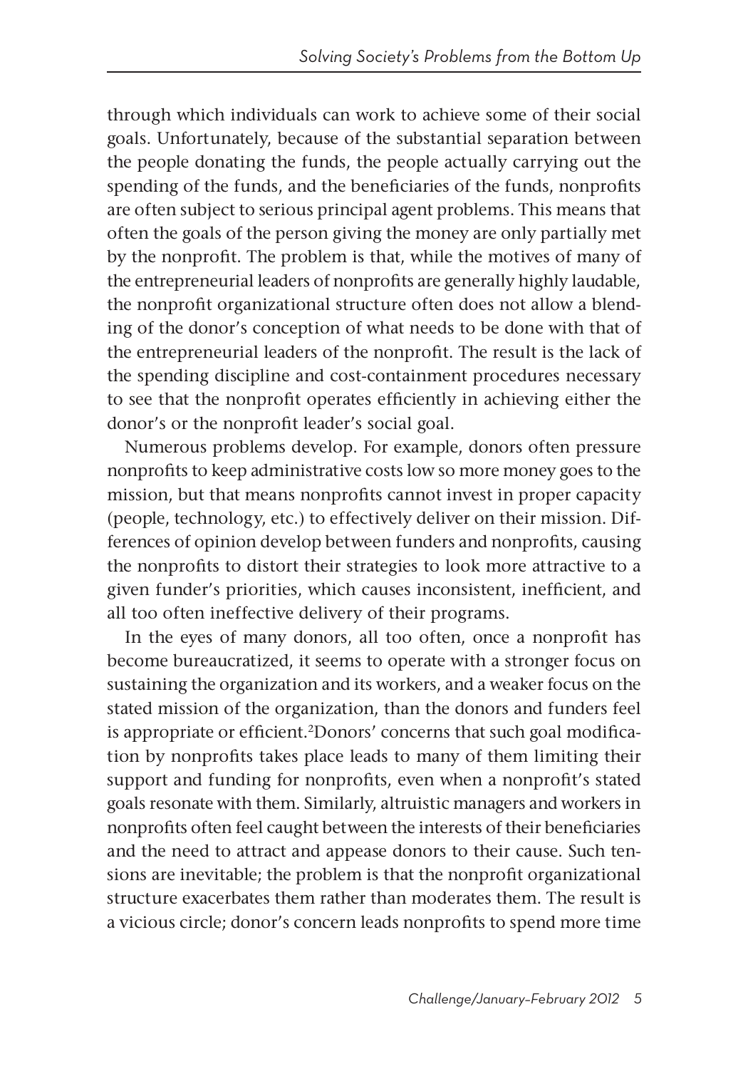through which individuals can work to achieve some of their social goals. Unfortunately, because of the substantial separation between the people donating the funds, the people actually carrying out the spending of the funds, and the beneficiaries of the funds, nonprofits are often subject to serious principal agent problems. This means that often the goals of the person giving the money are only partially met by the nonprofit. The problem is that, while the motives of many of the entrepreneurial leaders of nonprofits are generally highly laudable, the nonprofit organizational structure often does not allow a blending of the donor's conception of what needs to be done with that of the entrepreneurial leaders of the nonprofit. The result is the lack of the spending discipline and cost-containment procedures necessary to see that the nonprofit operates efficiently in achieving either the donor's or the nonprofit leader's social goal.

Numerous problems develop. For example, donors often pressure nonprofits to keep administrative costs low so more money goes to the mission, but that means nonprofits cannot invest in proper capacity (people, technology, etc.) to effectively deliver on their mission. Differences of opinion develop between funders and nonprofits, causing the nonprofits to distort their strategies to look more attractive to a given funder's priorities, which causes inconsistent, inefficient, and all too often ineffective delivery of their programs.

In the eyes of many donors, all too often, once a nonprofit has become bureaucratized, it seems to operate with a stronger focus on sustaining the organization and its workers, and a weaker focus on the stated mission of the organization, than the donors and funders feel is appropriate or efficient.[2] Donors' concerns that such goal modification by nonprofits takes place leads to many of them limiting their support and funding for nonprofits, even when a nonprofit's stated goals resonate with them. Similarly, altruistic managers and workers in nonprofits often feel caught between the interests of their beneficiaries and the need to attract and appease donors to their cause. Such tensions are inevitable; the problem is that the nonprofit organizational structure exacerbates them rather than moderates them. The result is a vicious circle; donor's concern leads nonprofits to spend more time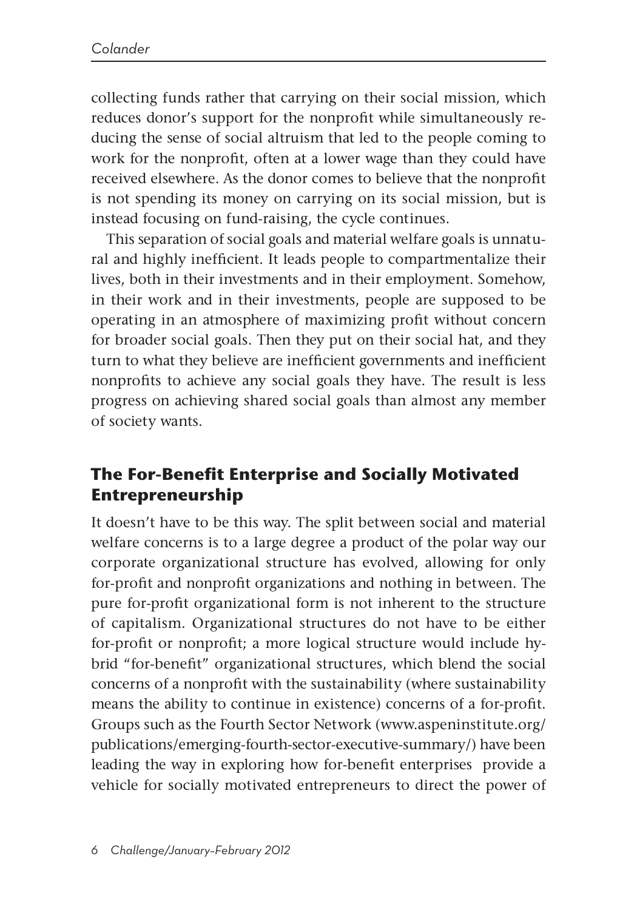collecting funds rather that carrying on their social mission, which reduces donor's support for the nonprofit while simultaneously reducing the sense of social altruism that led to the people coming to work for the nonprofit, often at a lower wage than they could have received elsewhere. As the donor comes to believe that the nonprofit is not spending its money on carrying on its social mission, but is instead focusing on fund-raising, the cycle continues.

This separation of social goals and material welfare goals is unnatural and highly inefficient. It leads people to compartmentalize their lives, both in their investments and in their employment. Somehow, in their work and in their investments, people are supposed to be operating in an atmosphere of maximizing profit without concern for broader social goals. Then they put on their social hat, and they turn to what they believe are inefficient governments and inefficient nonprofits to achieve any social goals they have. The result is less progress on achieving shared social goals than almost any member of society wants.

## The For-Benefit Enterprise and Socially Motivated Entrepreneurship

It doesn't have to be this way. The split between social and material welfare concerns is to a large degree a product of the polar way our corporate organizational structure has evolved, allowing for only for-profit and nonprofit organizations and nothing in between. The pure for-profit organizational form is not inherent to the structure of capitalism. Organizational structures do not have to be either for-profit or nonprofit; a more logical structure would include hybrid "for-benefit" organizational structures, which blend the social concerns of a nonprofit with the sustainability (where sustainability means the ability to continue in existence) concerns of a for-profit. Groups such as the Fourth Sector Network (www.aspeninstitute.org/publications/emerging-fourth-sector-executive-summary/) have been leading the way in exploring how for-benefit enterprises provide a vehicle for socially motivated entrepreneurs to direct the power of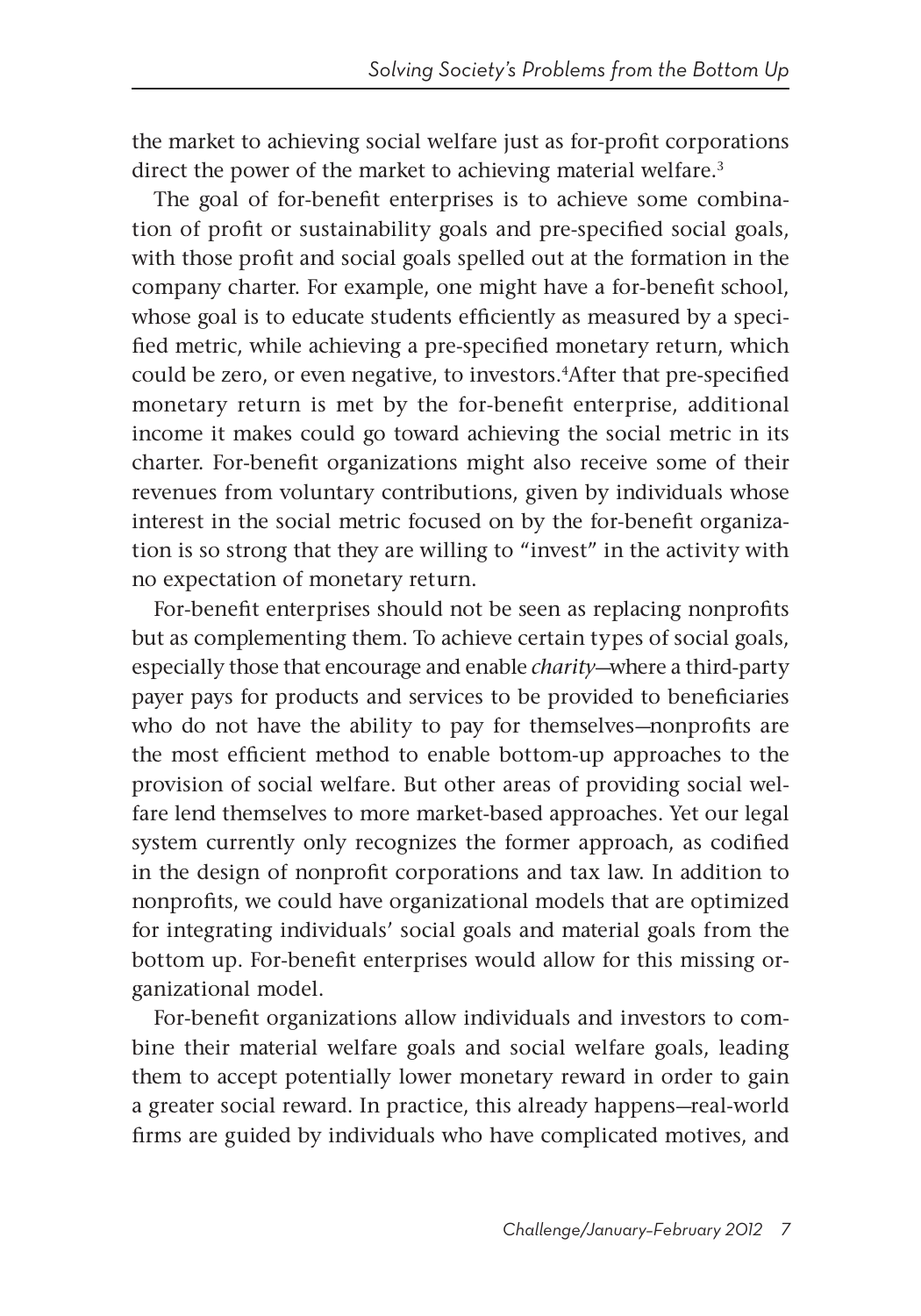the market to achieving social welfare just as for-profit corporations direct the power of the market to achieving material welfare.[3]

The goal of for-benefit enterprises is to achieve some combination of profit or sustainability goals and pre-specified social goals, with those profit and social goals spelled out at the formation in the company charter. For example, one might have a for-benefit school, whose goal is to educate students efficiently as measured by a specified metric, while achieving a pre-specified monetary return, which could be zero, or even negative, to investors.[4] After that pre-specified monetary return is met by the for-benefit enterprise, additional income it makes could go toward achieving the social metric in its charter. For-benefit organizations might also receive some of their revenues from voluntary contributions, given by individuals whose interest in the social metric focused on by the for-benefit organization is so strong that they are willing to "invest" in the activity with no expectation of monetary return.

For-benefit enterprises should not be seen as replacing nonprofits but as complementing them. To achieve certain types of social goals, especially those that encourage and enable *charity*—where a third-party payer pays for products and services to be provided to beneficiaries who do not have the ability to pay for themselves—nonprofits are the most efficient method to enable bottom-up approaches to the provision of social welfare. But other areas of providing social welfare lend themselves to more market-based approaches. Yet our legal system currently only recognizes the former approach, as codified in the design of nonprofit corporations and tax law. In addition to nonprofits, we could have organizational models that are optimized for integrating individuals' social goals and material goals from the bottom up. For-benefit enterprises would allow for this missing organizational model.

For-benefit organizations allow individuals and investors to combine their material welfare goals and social welfare goals, leading them to accept potentially lower monetary reward in order to gain a greater social reward. In practice, this already happens—real-world firms are guided by individuals who have complicated motives, and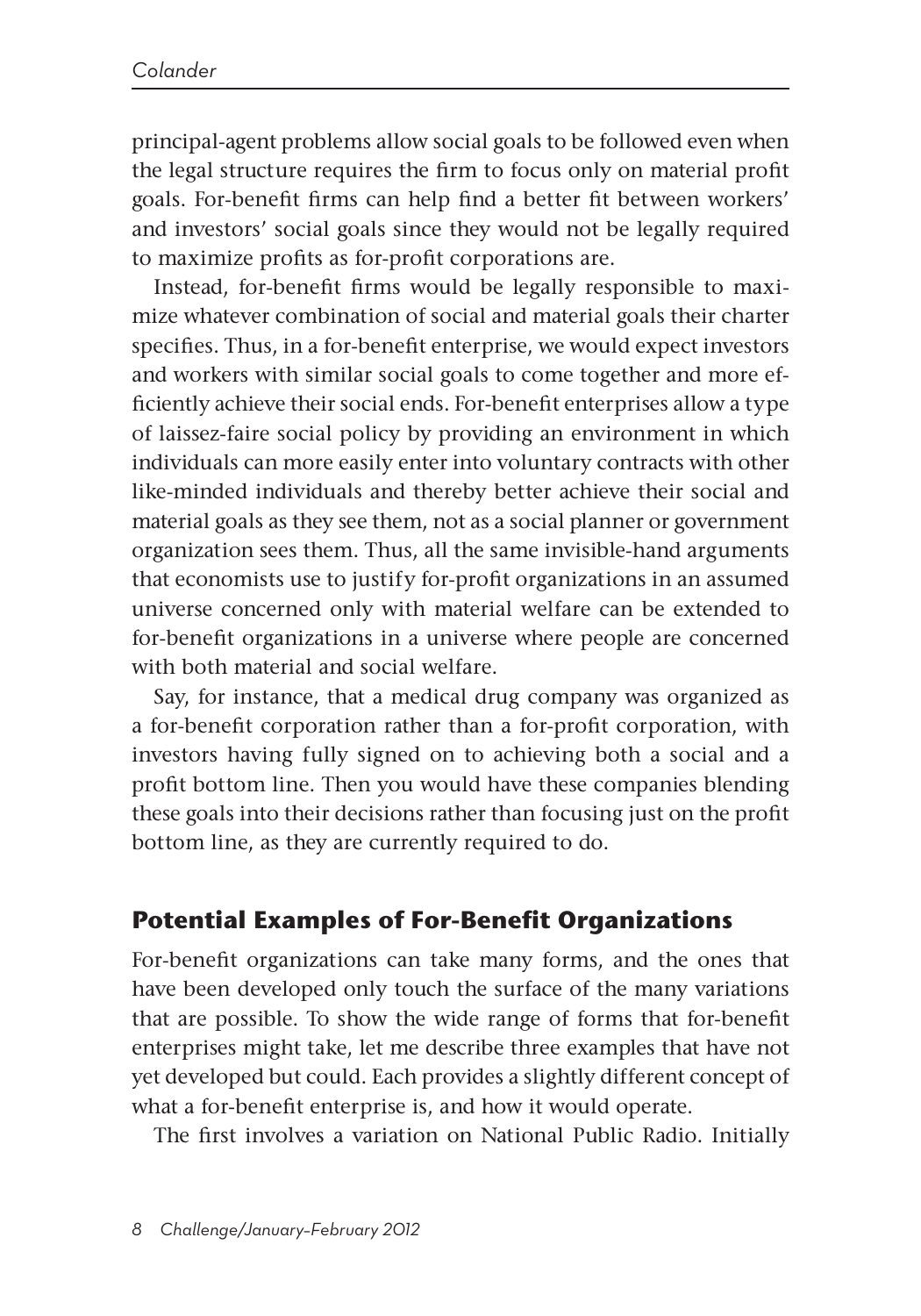principal-agent problems allow social goals to be followed even when the legal structure requires the firm to focus only on material profit goals. For-benefit firms can help find a better fit between workers' and investors' social goals since they would not be legally required to maximize profits as for-profit corporations are.

Instead, for-benefit firms would be legally responsible to maximize whatever combination of social and material goals their charter specifies. Thus, in a for-benefit enterprise, we would expect investors and workers with similar social goals to come together and more efficiently achieve their social ends. For-benefit enterprises allow a type of laissez-faire social policy by providing an environment in which individuals can more easily enter into voluntary contracts with other like-minded individuals and thereby better achieve their social and material goals as they see them, not as a social planner or government organization sees them. Thus, all the same invisible-hand arguments that economists use to justify for-profit organizations in an assumed universe concerned only with material welfare can be extended to for-benefit organizations in a universe where people are concerned with both material and social welfare.

Say, for instance, that a medical drug company was organized as a for-benefit corporation rather than a for-profit corporation, with investors having fully signed on to achieving both a social and a profit bottom line. Then you would have these companies blending these goals into their decisions rather than focusing just on the profit bottom line, as they are currently required to do.

## Potential Examples of For-Benefit Organizations

For-benefit organizations can take many forms, and the ones that have been developed only touch the surface of the many variations that are possible. To show the wide range of forms that for-benefit enterprises might take, let me describe three examples that have not yet developed but could. Each provides a slightly different concept of what a for-benefit enterprise is, and how it would operate.

The first involves a variation on National Public Radio. Initially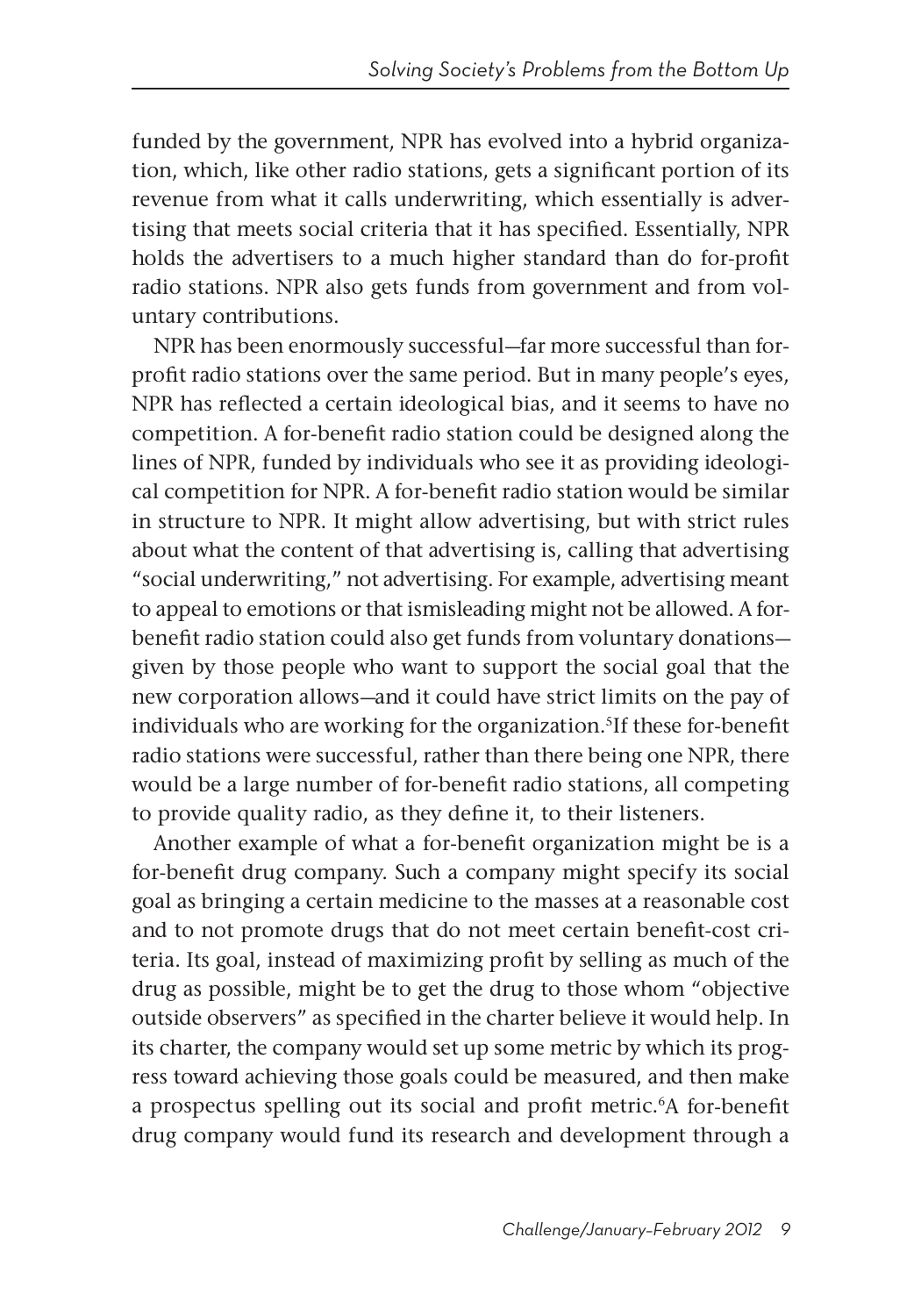funded by the government, NPR has evolved into a hybrid organization, which, like other radio stations, gets a significant portion of its revenue from what it calls underwriting, which essentially is advertising that meets social criteria that it has specified. Essentially, NPR holds the advertisers to a much higher standard than do for-profit radio stations. NPR also gets funds from government and from voluntary contributions.

NPR has been enormously successful—far more successful than for-profit radio stations over the same period. But in many people's eyes, NPR has reflected a certain ideological bias, and it seems to have no competition. A for-benefit radio station could be designed along the lines of NPR, funded by individuals who see it as providing ideological competition for NPR. A for-benefit radio station would be similar in structure to NPR. It might allow advertising, but with strict rules about what the content of that advertising is, calling that advertising "social underwriting," not advertising. For example, advertising meant to appeal to emotions or that ismisleading might not be allowed. A for-benefit radio station could also get funds from voluntary donations—given by those people who want to support the social goal that the new corporation allows—and it could have strict limits on the pay of individuals who are working for the organization.[5]If these for-benefit radio stations were successful, rather than there being one NPR, there would be a large number of for-benefit radio stations, all competing to provide quality radio, as they define it, to their listeners.

Another example of what a for-benefit organization might be is a for-benefit drug company. Such a company might specify its social goal as bringing a certain medicine to the masses at a reasonable cost and to not promote drugs that do not meet certain benefit-cost criteria. Its goal, instead of maximizing profit by selling as much of the drug as possible, might be to get the drug to those whom "objective outside observers" as specified in the charter believe it would help. In its charter, the company would set up some metric by which its progress toward achieving those goals could be measured, and then make a prospectus spelling out its social and profit metric.[6]A for-benefit drug company would fund its research and development through a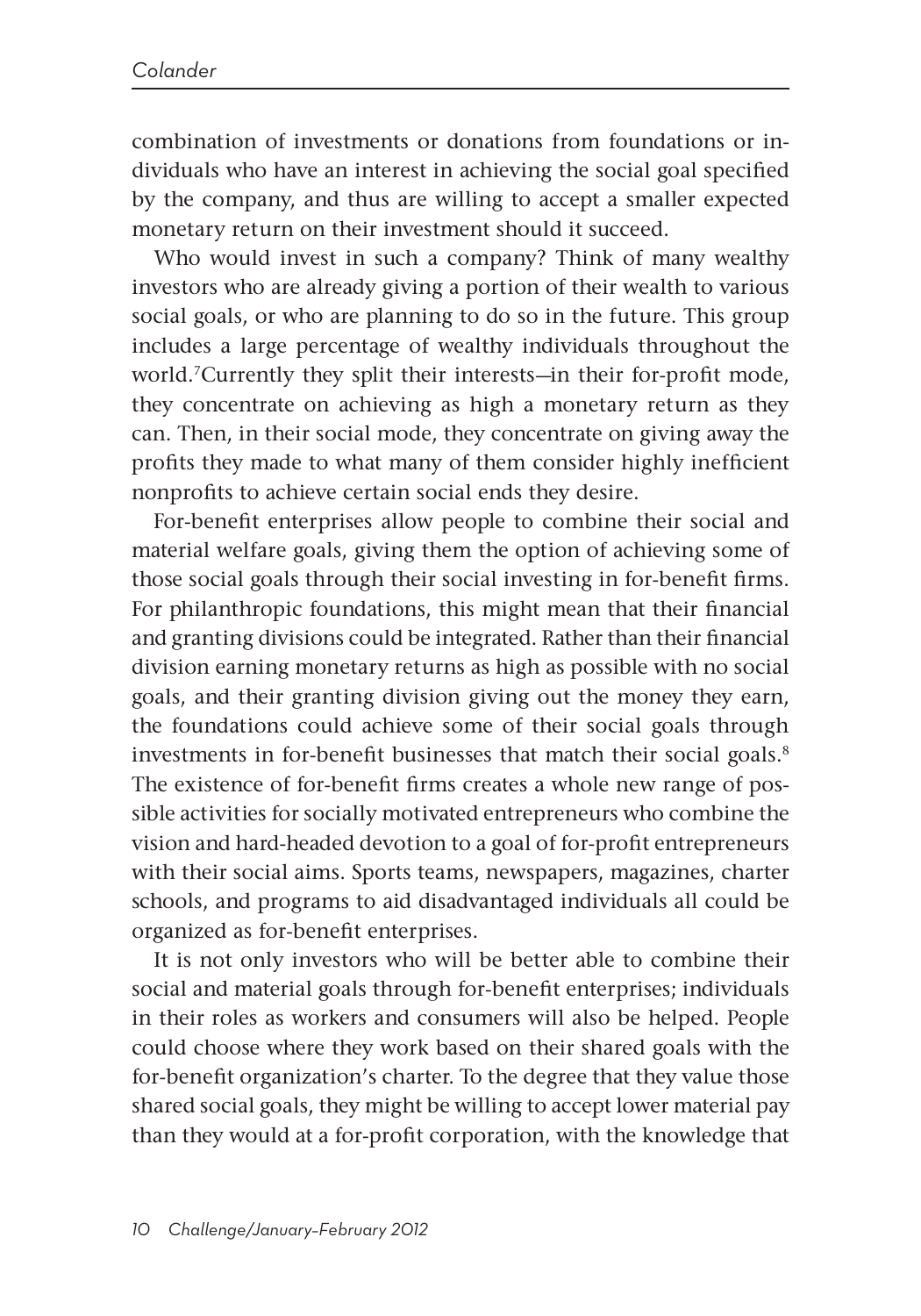combination of investments or donations from foundations or individuals who have an interest in achieving the social goal specified by the company, and thus are willing to accept a smaller expected monetary return on their investment should it succeed.

Who would invest in such a company? Think of many wealthy investors who are already giving a portion of their wealth to various social goals, or who are planning to do so in the future. This group includes a large percentage of wealthy individuals throughout the world.[7] Currently they split their interests—in their for-profit mode, they concentrate on achieving as high a monetary return as they can. Then, in their social mode, they concentrate on giving away the profits they made to what many of them consider highly inefficient nonprofits to achieve certain social ends they desire.

For-benefit enterprises allow people to combine their social and material welfare goals, giving them the option of achieving some of those social goals through their social investing in for-benefit firms. For philanthropic foundations, this might mean that their financial and granting divisions could be integrated. Rather than their financial division earning monetary returns as high as possible with no social goals, and their granting division giving out the money they earn, the foundations could achieve some of their social goals through investments in for-benefit businesses that match their social goals.[8] The existence of for-benefit firms creates a whole new range of possible activities for socially motivated entrepreneurs who combine the vision and hard-headed devotion to a goal of for-profit entrepreneurs with their social aims. Sports teams, newspapers, magazines, charter schools, and programs to aid disadvantaged individuals all could be organized as for-benefit enterprises.

It is not only investors who will be better able to combine their social and material goals through for-benefit enterprises; individuals in their roles as workers and consumers will also be helped. People could choose where they work based on their shared goals with the for-benefit organization's charter. To the degree that they value those shared social goals, they might be willing to accept lower material pay than they would at a for-profit corporation, with the knowledge that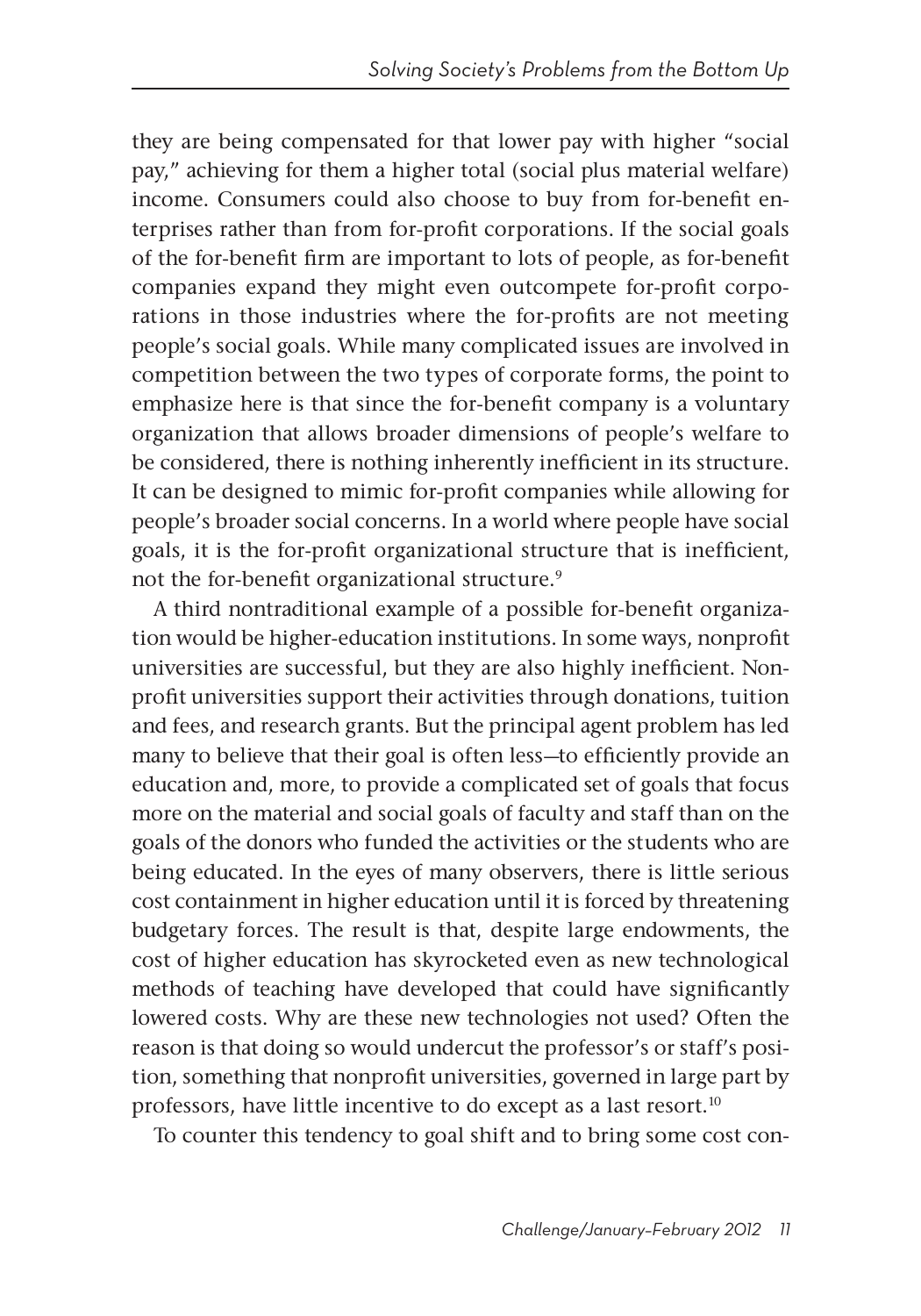they are being compensated for that lower pay with higher "social pay," achieving for them a higher total (social plus material welfare) income. Consumers could also choose to buy from for-benefit enterprises rather than from for-profit corporations. If the social goals of the for-benefit firm are important to lots of people, as for-benefit companies expand they might even outcompete for-profit corporations in those industries where the for-profits are not meeting people's social goals. While many complicated issues are involved in competition between the two types of corporate forms, the point to emphasize here is that since the for-benefit company is a voluntary organization that allows broader dimensions of people's welfare to be considered, there is nothing inherently inefficient in its structure. It can be designed to mimic for-profit companies while allowing for people's broader social concerns. In a world where people have social goals, it is the for-profit organizational structure that is inefficient, not the for-benefit organizational structure.[9]

A third nontraditional example of a possible for-benefit organization would be higher-education institutions. In some ways, nonprofit universities are successful, but they are also highly inefficient. Nonprofit universities support their activities through donations, tuition and fees, and research grants. But the principal agent problem has led many to believe that their goal is often less—to efficiently provide an education and, more, to provide a complicated set of goals that focus more on the material and social goals of faculty and staff than on the goals of the donors who funded the activities or the students who are being educated. In the eyes of many observers, there is little serious cost containment in higher education until it is forced by threatening budgetary forces. The result is that, despite large endowments, the cost of higher education has skyrocketed even as new technological methods of teaching have developed that could have significantly lowered costs. Why are these new technologies not used? Often the reason is that doing so would undercut the professor's or staff's position, something that nonprofit universities, governed in large part by professors, have little incentive to do except as a last resort.[10]

To counter this tendency to goal shift and to bring some cost con-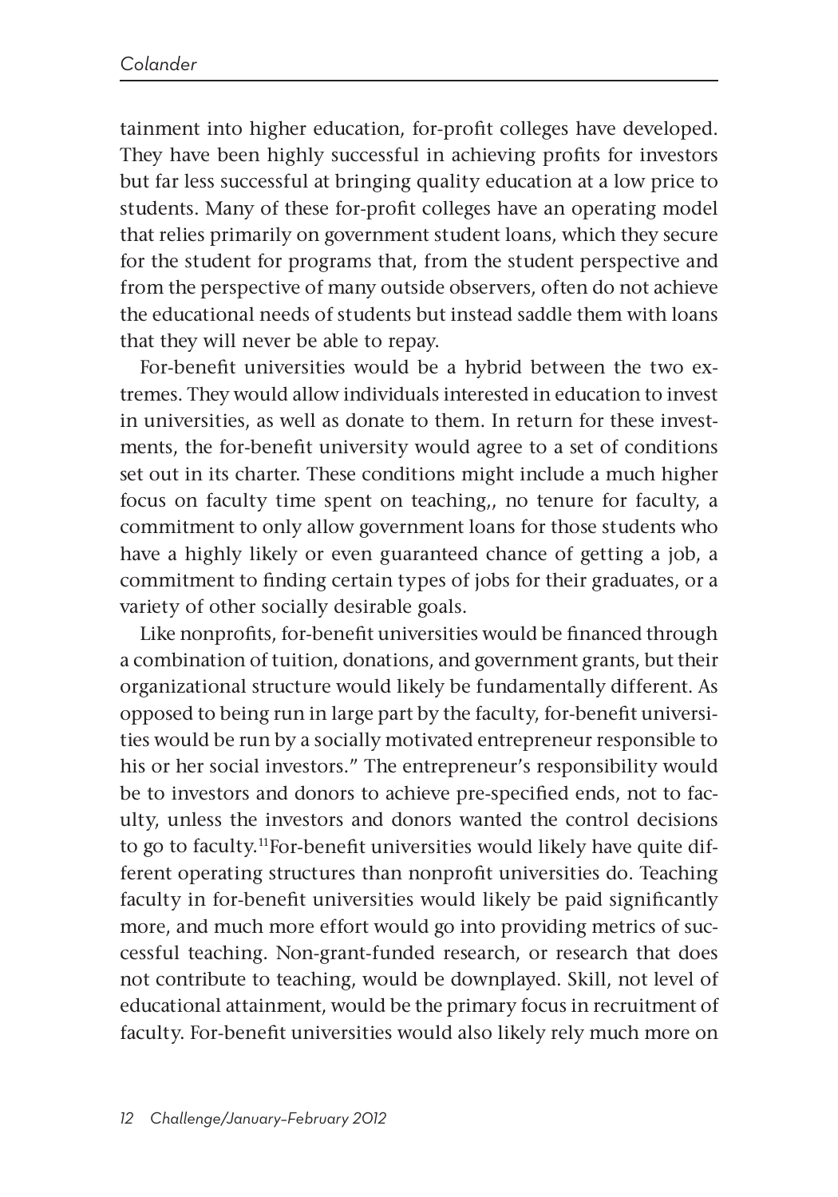tainment into higher education, for-profit colleges have developed. They have been highly successful in achieving profits for investors but far less successful at bringing quality education at a low price to students. Many of these for-profit colleges have an operating model that relies primarily on government student loans, which they secure for the student for programs that, from the student perspective and from the perspective of many outside observers, often do not achieve the educational needs of students but instead saddle them with loans that they will never be able to repay.

For-benefit universities would be a hybrid between the two extremes. They would allow individuals interested in education to invest in universities, as well as donate to them. In return for these investments, the for-benefit university would agree to a set of conditions set out in its charter. These conditions might include a much higher focus on faculty time spent on teaching,, no tenure for faculty, a commitment to only allow government loans for those students who have a highly likely or even guaranteed chance of getting a job, a commitment to finding certain types of jobs for their graduates, or a variety of other socially desirable goals.

Like nonprofits, for-benefit universities would be financed through a combination of tuition, donations, and government grants, but their organizational structure would likely be fundamentally different. As opposed to being run in large part by the faculty, for-benefit universities would be run by a socially motivated entrepreneur responsible to his or her social investors." The entrepreneur's responsibility would be to investors and donors to achieve pre-specified ends, not to faculty, unless the investors and donors wanted the control decisions to go to faculty.[11]For-benefit universities would likely have quite different operating structures than nonprofit universities do. Teaching faculty in for-benefit universities would likely be paid significantly more, and much more effort would go into providing metrics of successful teaching. Non-grant-funded research, or research that does not contribute to teaching, would be downplayed. Skill, not level of educational attainment, would be the primary focus in recruitment of faculty. For-benefit universities would also likely rely much more on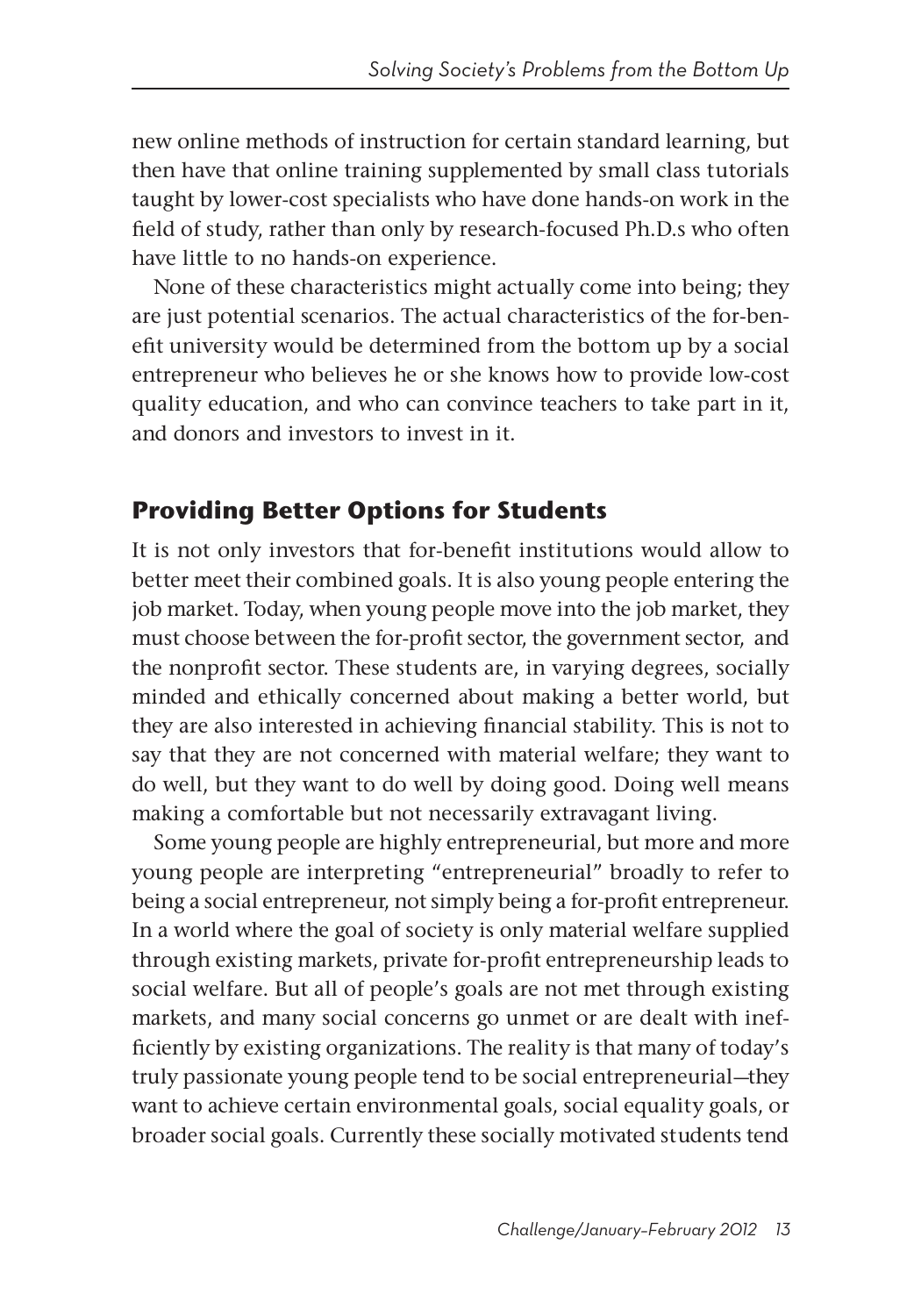new online methods of instruction for certain standard learning, but then have that online training supplemented by small class tutorials taught by lower-cost specialists who have done hands-on work in the field of study, rather than only by research-focused Ph.D.s who often have little to no hands-on experience.

None of these characteristics might actually come into being; they are just potential scenarios. The actual characteristics of the for-benefit university would be determined from the bottom up by a social entrepreneur who believes he or she knows how to provide low-cost quality education, and who can convince teachers to take part in it, and donors and investors to invest in it.

## Providing Better Options for Students

It is not only investors that for-benefit institutions would allow to better meet their combined goals. It is also young people entering the job market. Today, when young people move into the job market, they must choose between the for-profit sector, the government sector, and the nonprofit sector. These students are, in varying degrees, socially minded and ethically concerned about making a better world, but they are also interested in achieving financial stability. This is not to say that they are not concerned with material welfare; they want to do well, but they want to do well by doing good. Doing well means making a comfortable but not necessarily extravagant living.

Some young people are highly entrepreneurial, but more and more young people are interpreting "entrepreneurial" broadly to refer to being a social entrepreneur, not simply being a for-profit entrepreneur. In a world where the goal of society is only material welfare supplied through existing markets, private for-profit entrepreneurship leads to social welfare. But all of people's goals are not met through existing markets, and many social concerns go unmet or are dealt with inefficiently by existing organizations. The reality is that many of today's truly passionate young people tend to be social entrepreneurial—they want to achieve certain environmental goals, social equality goals, or broader social goals. Currently these socially motivated students tend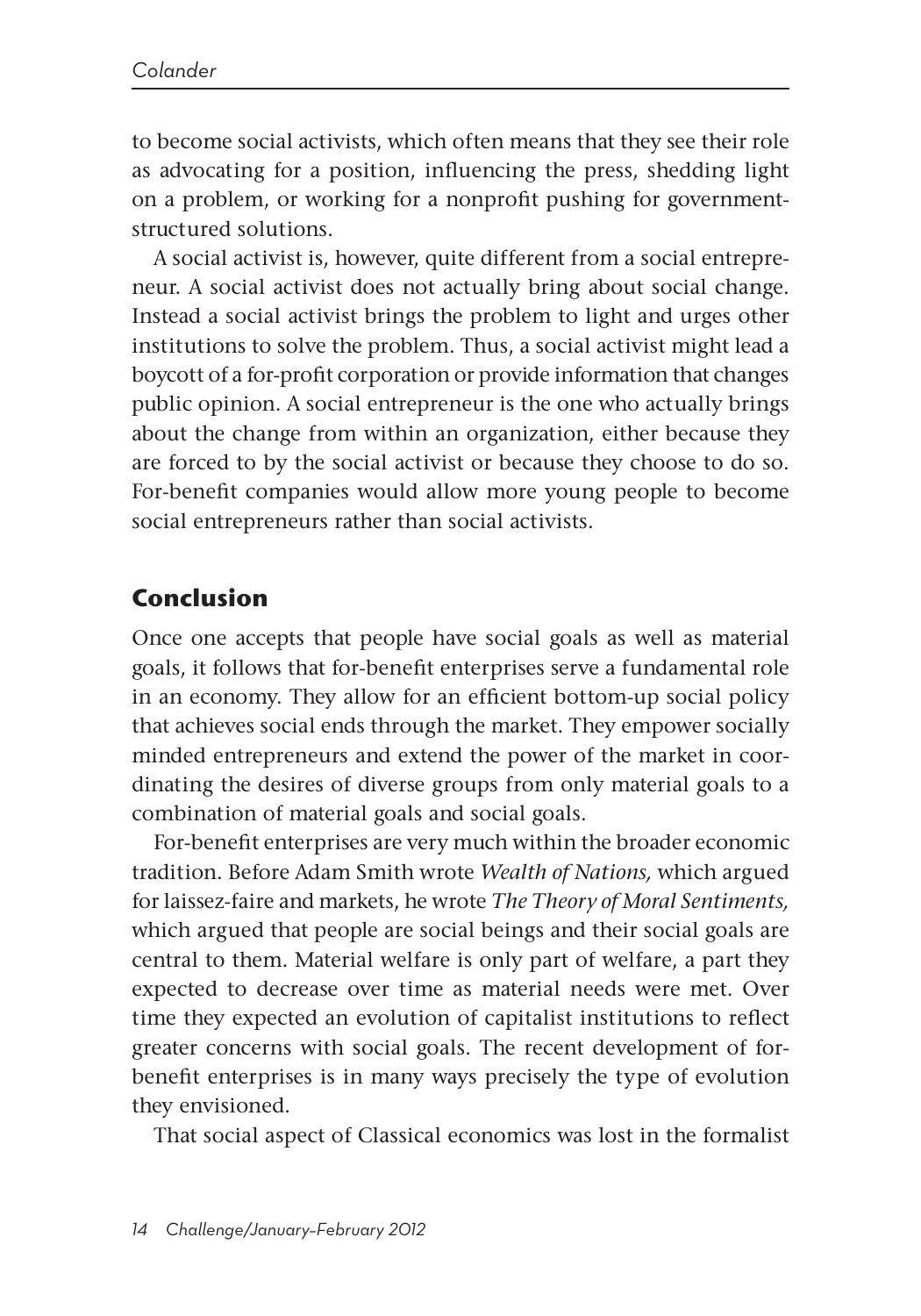to become social activists, which often means that they see their role as advocating for a position, influencing the press, shedding light on a problem, or working for a nonprofit pushing for government-structured solutions.

A social activist is, however, quite different from a social entrepreneur. A social activist does not actually bring about social change. Instead a social activist brings the problem to light and urges other institutions to solve the problem. Thus, a social activist might lead a boycott of a for-profit corporation or provide information that changes public opinion. A social entrepreneur is the one who actually brings about the change from within an organization, either because they are forced to by the social activist or because they choose to do so. For-benefit companies would allow more young people to become social entrepreneurs rather than social activists.

## Conclusion

Once one accepts that people have social goals as well as material goals, it follows that for-benefit enterprises serve a fundamental role in an economy. They allow for an efficient bottom-up social policy that achieves social ends through the market. They empower socially minded entrepreneurs and extend the power of the market in coordinating the desires of diverse groups from only material goals to a combination of material goals and social goals.

For-benefit enterprises are very much within the broader economic tradition. Before Adam Smith wrote *Wealth of Nations,* which argued for laissez-faire and markets, he wrote *The Theory of Moral Sentiments,* which argued that people are social beings and their social goals are central to them. Material welfare is only part of welfare, a part they expected to decrease over time as material needs were met. Over time they expected an evolution of capitalist institutions to reflect greater concerns with social goals. The recent development of for-benefit enterprises is in many ways precisely the type of evolution they envisioned.

That social aspect of Classical economics was lost in the formalist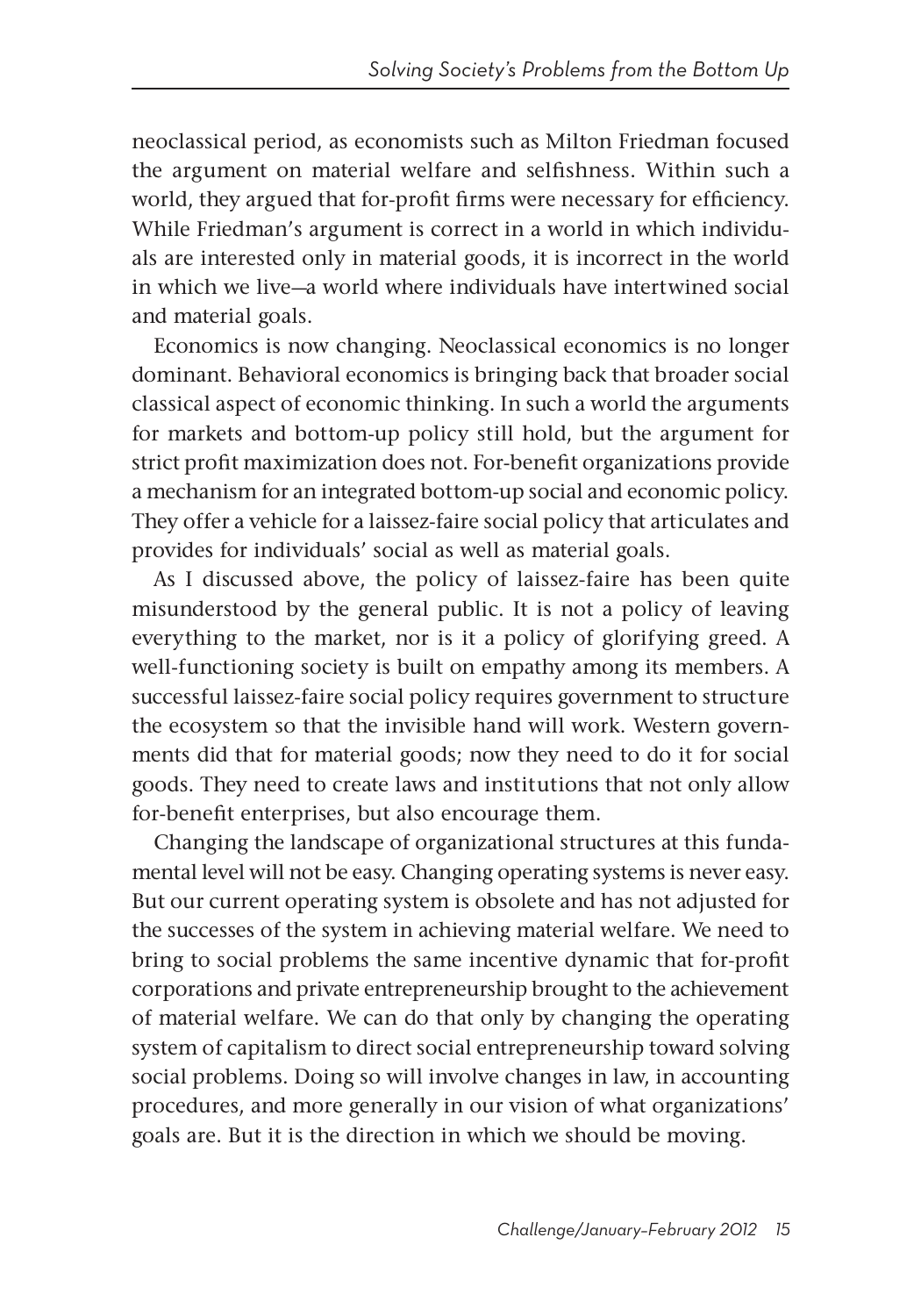neoclassical period, as economists such as Milton Friedman focused the argument on material welfare and selfishness. Within such a world, they argued that for-profit firms were necessary for efficiency. While Friedman's argument is correct in a world in which individuals are interested only in material goods, it is incorrect in the world in which we live—a world where individuals have intertwined social and material goals.

Economics is now changing. Neoclassical economics is no longer dominant. Behavioral economics is bringing back that broader social classical aspect of economic thinking. In such a world the arguments for markets and bottom-up policy still hold, but the argument for strict profit maximization does not. For-benefit organizations provide a mechanism for an integrated bottom-up social and economic policy. They offer a vehicle for a laissez-faire social policy that articulates and provides for individuals' social as well as material goals.

As I discussed above, the policy of laissez-faire has been quite misunderstood by the general public. It is not a policy of leaving everything to the market, nor is it a policy of glorifying greed. A well-functioning society is built on empathy among its members. A successful laissez-faire social policy requires government to structure the ecosystem so that the invisible hand will work. Western governments did that for material goods; now they need to do it for social goods. They need to create laws and institutions that not only allow for-benefit enterprises, but also encourage them.

Changing the landscape of organizational structures at this fundamental level will not be easy. Changing operating systems is never easy. But our current operating system is obsolete and has not adjusted for the successes of the system in achieving material welfare. We need to bring to social problems the same incentive dynamic that for-profit corporations and private entrepreneurship brought to the achievement of material welfare. We can do that only by changing the operating system of capitalism to direct social entrepreneurship toward solving social problems. Doing so will involve changes in law, in accounting procedures, and more generally in our vision of what organizations' goals are. But it is the direction in which we should be moving.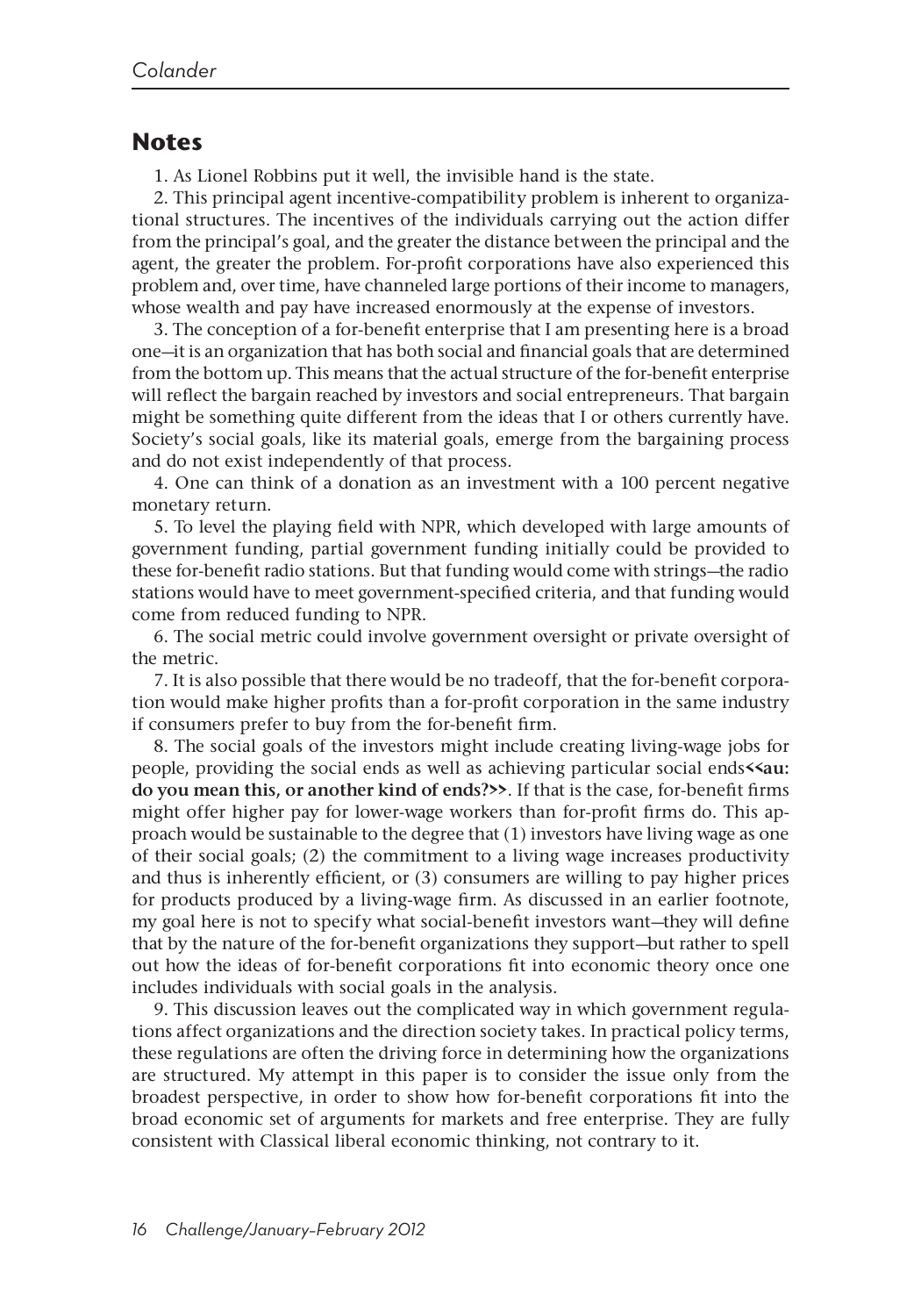## Notes

1. As Lionel Robbins put it well, the invisible hand is the state.

2. This principal agent incentive-compatibility problem is inherent to organizational structures. The incentives of the individuals carrying out the action differ from the principal's goal, and the greater the distance between the principal and the agent, the greater the problem. For-profit corporations have also experienced this problem and, over time, have channeled large portions of their income to managers, whose wealth and pay have increased enormously at the expense of investors.

3. The conception of a for-benefit enterprise that I am presenting here is a broad one—it is an organization that has both social and financial goals that are determined from the bottom up. This means that the actual structure of the for-benefit enterprise will reflect the bargain reached by investors and social entrepreneurs. That bargain might be something quite different from the ideas that I or others currently have. Society's social goals, like its material goals, emerge from the bargaining process and do not exist independently of that process.

4. One can think of a donation as an investment with a 100 percent negative monetary return.

5. To level the playing field with NPR, which developed with large amounts of government funding, partial government funding initially could be provided to these for-benefit radio stations. But that funding would come with strings—the radio stations would have to meet government-specified criteria, and that funding would come from reduced funding to NPR.

6. The social metric could involve government oversight or private oversight of the metric.

7. It is also possible that there would be no tradeoff, that the for-benefit corporation would make higher profits than a for-profit corporation in the same industry if consumers prefer to buy from the for-benefit firm.

8. The social goals of the investors might include creating living-wage jobs for people, providing the social ends as well as achieving particular social ends**<<au: do you mean this, or another kind of ends?>>**. If that is the case, for-benefit firms might offer higher pay for lower-wage workers than for-profit firms do. This approach would be sustainable to the degree that (1) investors have living wage as one of their social goals; (2) the commitment to a living wage increases productivity and thus is inherently efficient, or (3) consumers are willing to pay higher prices for products produced by a living-wage firm. As discussed in an earlier footnote, my goal here is not to specify what social-benefit investors want—they will define that by the nature of the for-benefit organizations they support—but rather to spell out how the ideas of for-benefit corporations fit into economic theory once one includes individuals with social goals in the analysis.

9. This discussion leaves out the complicated way in which government regulations affect organizations and the direction society takes. In practical policy terms, these regulations are often the driving force in determining how the organizations are structured. My attempt in this paper is to consider the issue only from the broadest perspective, in order to show how for-benefit corporations fit into the broad economic set of arguments for markets and free enterprise. They are fully consistent with Classical liberal economic thinking, not contrary to it.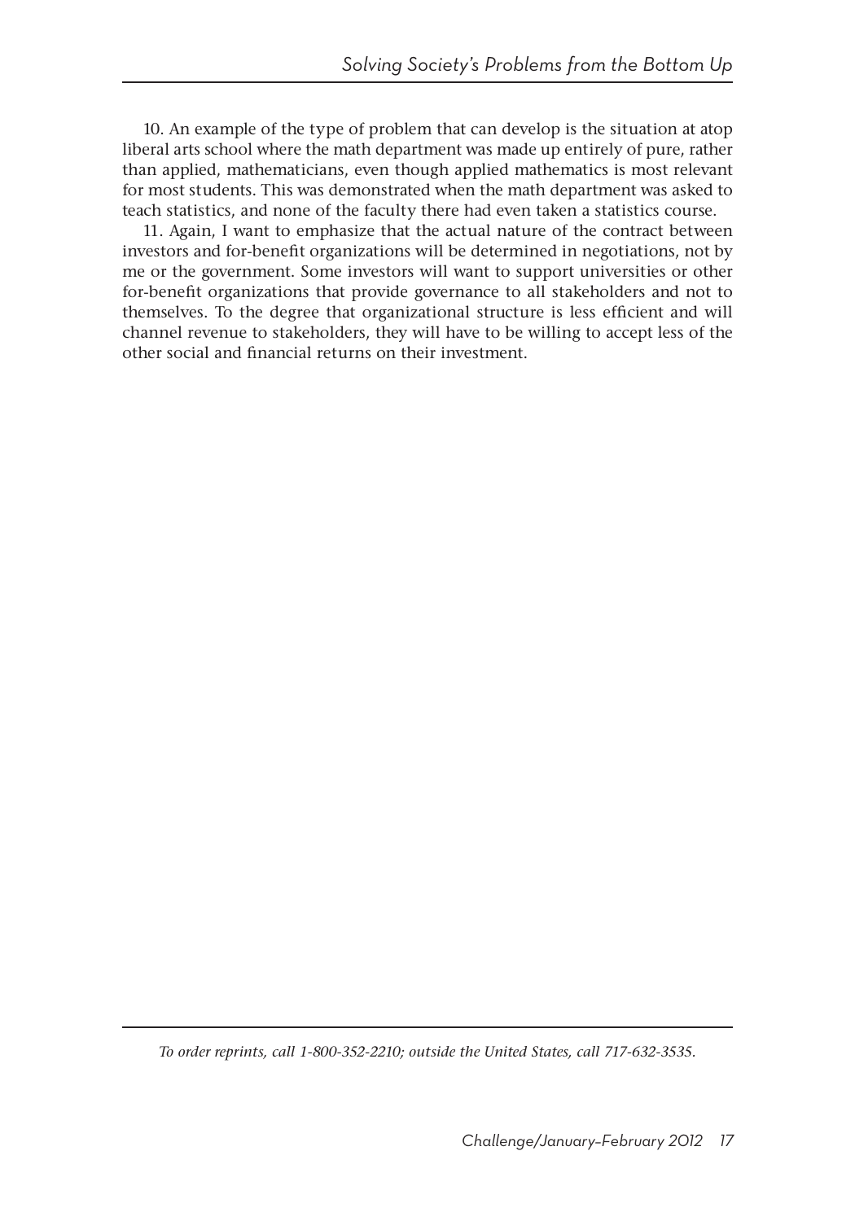10. An example of the type of problem that can develop is the situation at atop liberal arts school where the math department was made up entirely of pure, rather than applied, mathematicians, even though applied mathematics is most relevant for most students. This was demonstrated when the math department was asked to teach statistics, and none of the faculty there had even taken a statistics course.

11. Again, I want to emphasize that the actual nature of the contract between investors and for-benefit organizations will be determined in negotiations, not by me or the government. Some investors will want to support universities or other for-benefit organizations that provide governance to all stakeholders and not to themselves. To the degree that organizational structure is less efficient and will channel revenue to stakeholders, they will have to be willing to accept less of the other social and financial returns on their investment.

*To order reprints, call 1-800-352-2210; outside the United States, call 717-632-3535.*